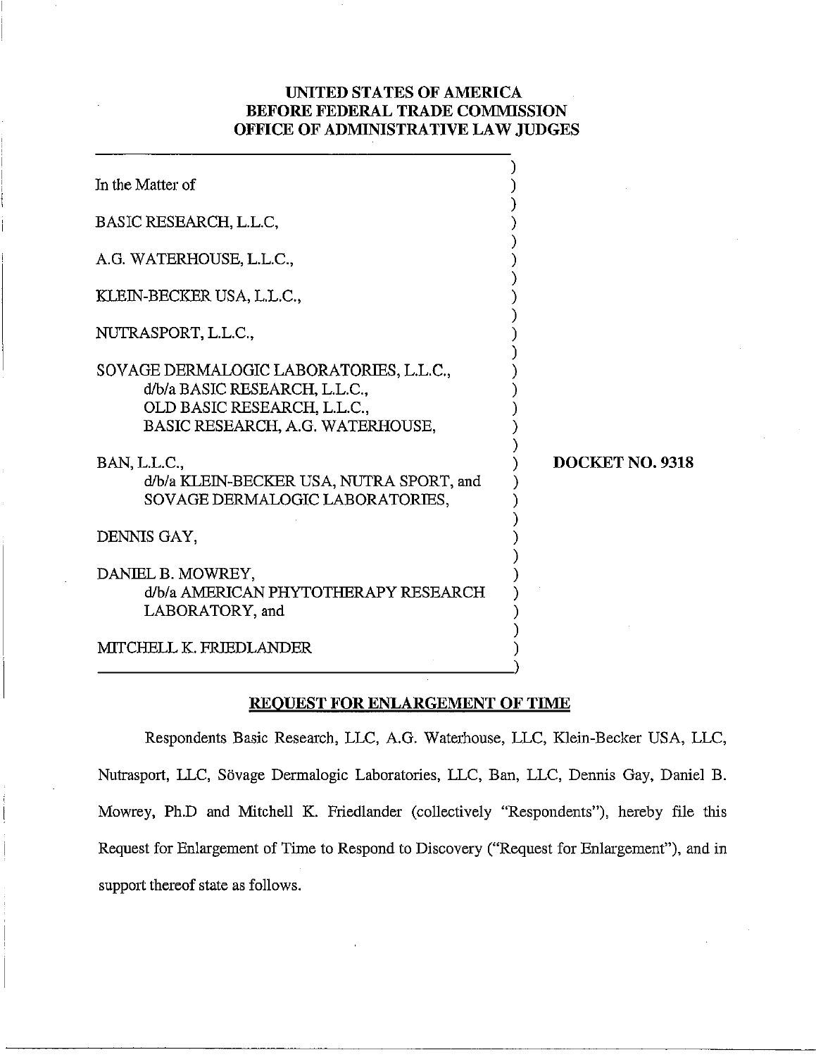**UNITED STATES OF AMERICA**
**BEFORE FEDERAL TRADE COMMISSION**
**OFFICE OF ADMINISTRATIVE LAW JUDGES**

In the Matter of

BASIC RESEARCH, L.L.C,

A.G. WATERHOUSE, L.L.C.,

KLEIN-BECKER USA, L.L.C.,

NUTRASPORT, L.L.C.,

SOVAGE DERMALOGIC LABORATORIES, L.L.C.,
d/b/a BASIC RESEARCH, L.L.C.,
OLD BASIC RESEARCH, L.L.C.,
BASIC RESEARCH, A.G. WATERHOUSE,

BAN, L.L.C.,
d/b/a KLEIN-BECKER USA, NUTRA SPORT, and
SOVAGE DERMALOGIC LABORATORIES,

DENNIS GAY,

DANIEL B. MOWREY,
d/b/a AMERICAN PHYTOTHERAPY RESEARCH
LABORATORY, and

MITCHELL K. FRIEDLANDER

**DOCKET NO. 9318**

**REQUEST FOR ENLARGEMENT OF TIME**

Respondents Basic Research, LLC, A.G. Waterhouse, LLC, Klein-Becker USA, LLC, Nutrasport, LLC, Sövage Dermalogic Laboratories, LLC, Ban, LLC, Dennis Gay, Daniel B. Mowrey, Ph.D and Mitchell K. Friedlander (collectively "Respondents"), hereby file this Request for Enlargement of Time to Respond to Discovery ("Request for Enlargement"), and in support thereof state as follows.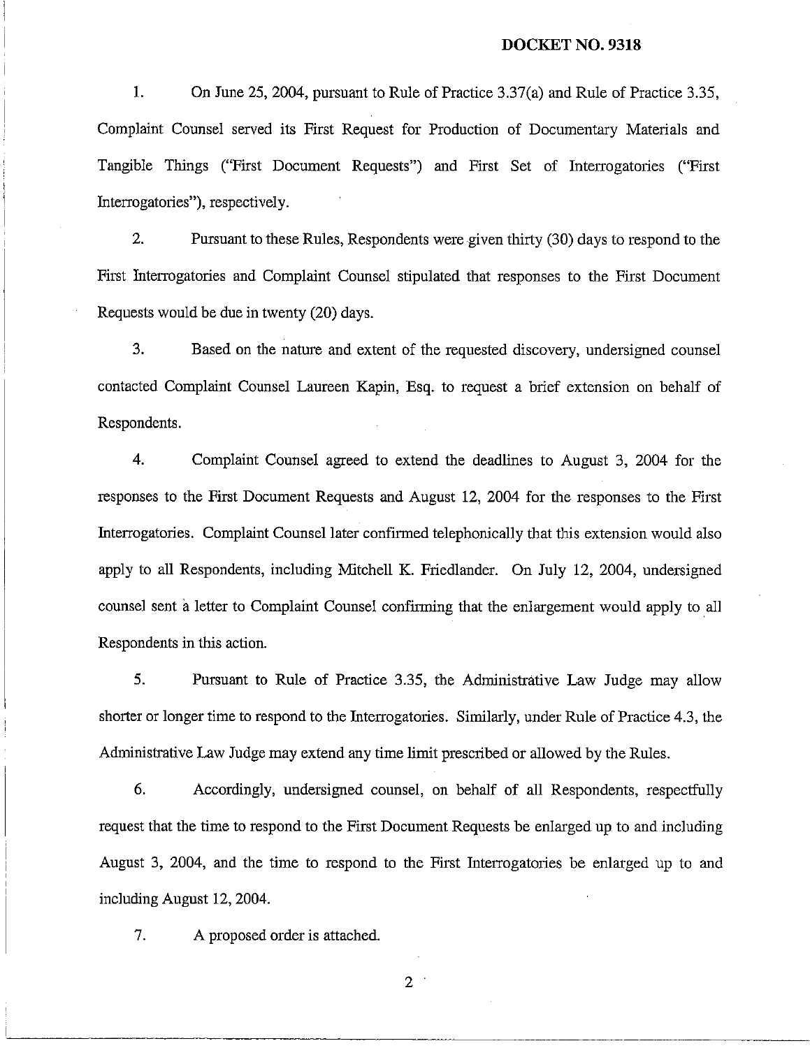DOCKET NO. 9318

1. On June 25, 2004, pursuant to Rule of Practice 3.37(a) and Rule of Practice 3.35, Complaint Counsel served its First Request for Production of Documentary Materials and Tangible Things ("First Document Requests") and First Set of Interrogatories ("First Interrogatories"), respectively.

2. Pursuant to these Rules, Respondents were given thirty (30) days to respond to the First Interrogatories and Complaint Counsel stipulated that responses to the First Document Requests would be due in twenty (20) days.

3. Based on the nature and extent of the requested discovery, undersigned counsel contacted Complaint Counsel Laureen Kapin, Esq. to request a brief extension on behalf of Respondents.

4. Complaint Counsel agreed to extend the deadlines to August 3, 2004 for the responses to the First Document Requests and August 12, 2004 for the responses to the First Interrogatories. Complaint Counsel later confirmed telephonically that this extension would also apply to all Respondents, including Mitchell K. Friedlander. On July 12, 2004, undersigned counsel sent a letter to Complaint Counsel confirming that the enlargement would apply to all Respondents in this action.

5. Pursuant to Rule of Practice 3.35, the Administrative Law Judge may allow shorter or longer time to respond to the Interrogatories. Similarly, under Rule of Practice 4.3, the Administrative Law Judge may extend any time limit prescribed or allowed by the Rules.

6. Accordingly, undersigned counsel, on behalf of all Respondents, respectfully request that the time to respond to the First Document Requests be enlarged up to and including August 3, 2004, and the time to respond to the First Interrogatories be enlarged up to and including August 12, 2004.

7. A proposed order is attached.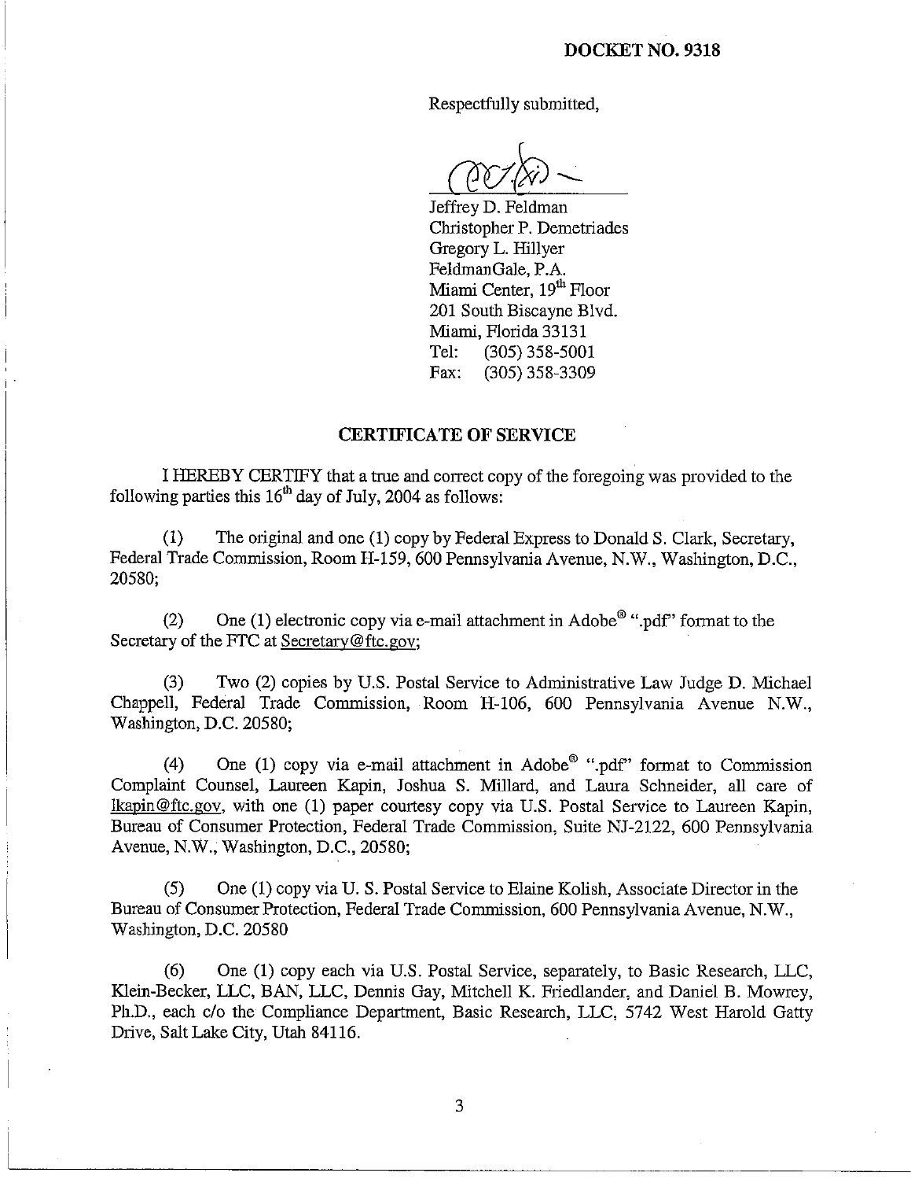**DOCKET NO. 9318**

Respectfully submitted,

Jeffrey D. Feldman
Christopher P. Demetriades
Gregory L. Hillyer
FeldmanGale, P.A.
Miami Center, 19th Floor
201 South Biscayne Blvd.
Miami, Florida 33131
Tel: (305) 358-5001
Fax: (305) 358-3309

## CERTIFICATE OF SERVICE

I HEREBY CERTIFY that a true and correct copy of the foregoing was provided to the following parties this 16th day of July, 2004 as follows:

(1) The original and one (1) copy by Federal Express to Donald S. Clark, Secretary, Federal Trade Commission, Room H-159, 600 Pennsylvania Avenue, N.W., Washington, D.C., 20580;

(2) One (1) electronic copy via e-mail attachment in Adobe® ".pdf" format to the Secretary of the FTC at Secretary@ftc.gov;

(3) Two (2) copies by U.S. Postal Service to Administrative Law Judge D. Michael Chappell, Federal Trade Commission, Room H-106, 600 Pennsylvania Avenue N.W., Washington, D.C. 20580;

(4) One (1) copy via e-mail attachment in Adobe® ".pdf" format to Commission Complaint Counsel, Laureen Kapin, Joshua S. Millard, and Laura Schneider, all care of lkapin@ftc.gov, with one (1) paper courtesy copy via U.S. Postal Service to Laureen Kapin, Bureau of Consumer Protection, Federal Trade Commission, Suite NJ-2122, 600 Pennsylvania Avenue, N.W., Washington, D.C., 20580;

(5) One (1) copy via U. S. Postal Service to Elaine Kolish, Associate Director in the Bureau of Consumer Protection, Federal Trade Commission, 600 Pennsylvania Avenue, N.W., Washington, D.C. 20580

(6) One (1) copy each via U.S. Postal Service, separately, to Basic Research, LLC, Klein-Becker, LLC, BAN, LLC, Dennis Gay, Mitchell K. Friedlander, and Daniel B. Mowrey, Ph.D., each c/o the Compliance Department, Basic Research, LLC, 5742 West Harold Gatty Drive, Salt Lake City, Utah 84116.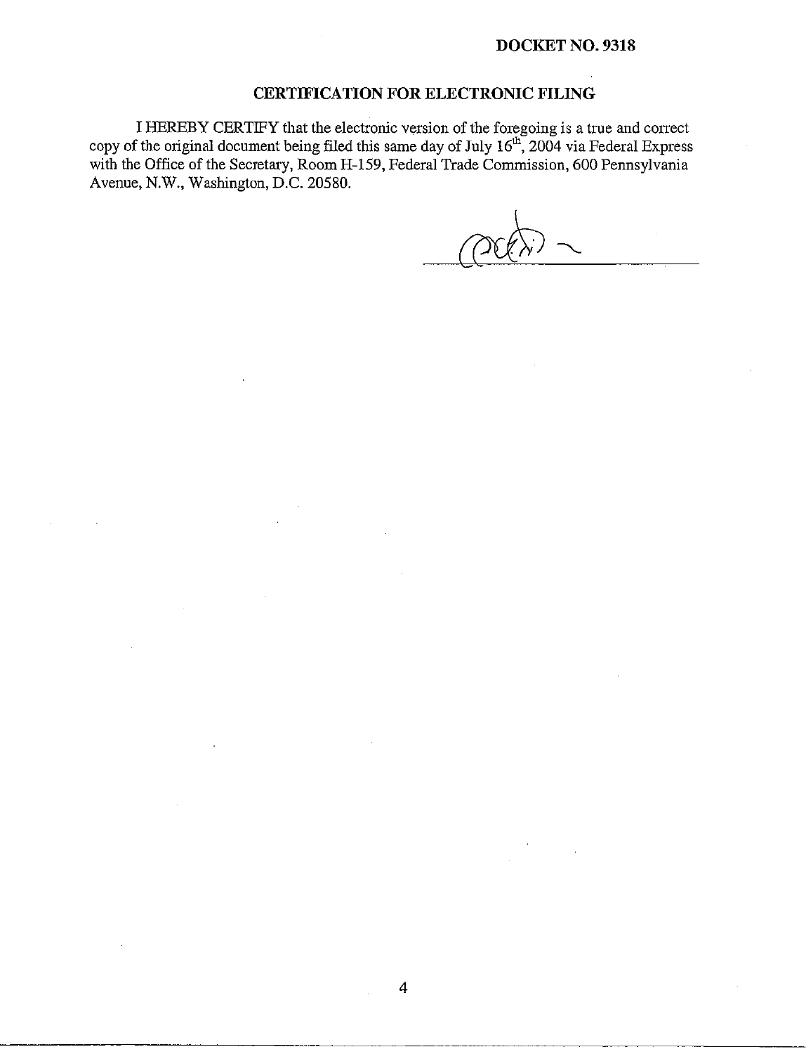DOCKET NO. 9318

## CERTIFICATION FOR ELECTRONIC FILING

I HEREBY CERTIFY that the electronic version of the foregoing is a true and correct copy of the original document being filed this same day of July 16th, 2004 via Federal Express with the Office of the Secretary, Room H-159, Federal Trade Commission, 600 Pennsylvania Avenue, N.W., Washington, D.C. 20580.

\_\_\_\_\_\_\_\_\_\_\_\_\_\_\_\_\_\_\_\_\_\_\_\_\_\_\_\_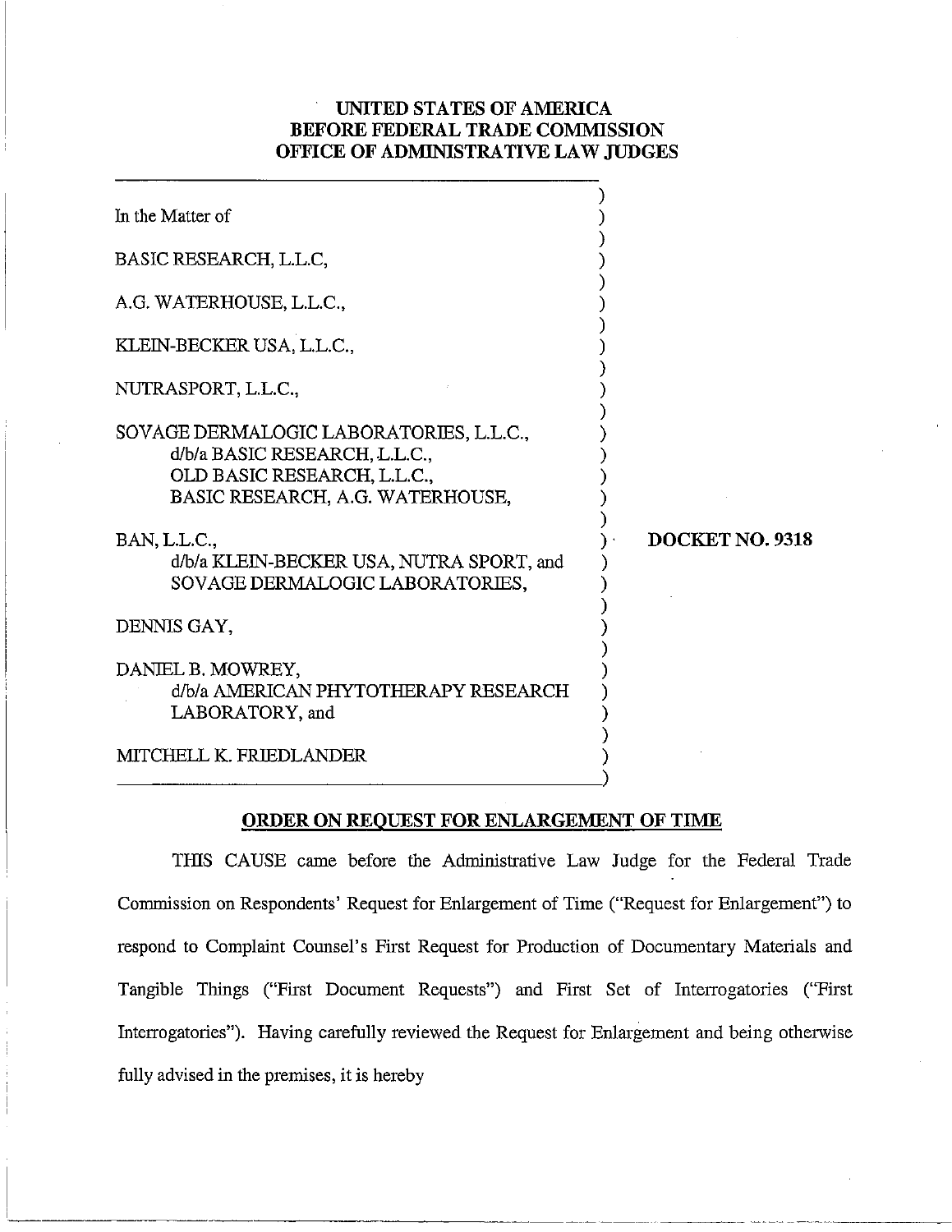# UNITED STATES OF AMERICA
# BEFORE FEDERAL TRADE COMMISSION
# OFFICE OF ADMINISTRATIVE LAW JUDGES

In the Matter of

BASIC RESEARCH, L.L.C,

A.G. WATERHOUSE, L.L.C.,

KLEIN-BECKER USA, L.L.C.,

NUTRASPORT, L.L.C.,

SOVAGE DERMALOGIC LABORATORIES, L.L.C.,
d/b/a BASIC RESEARCH, L.L.C.,
OLD BASIC RESEARCH, L.L.C.,
BASIC RESEARCH, A.G. WATERHOUSE,

BAN, L.L.C.,
d/b/a KLEIN-BECKER USA, NUTRA SPORT, and
SOVAGE DERMALOGIC LABORATORIES,

DENNIS GAY,

DANIEL B. MOWREY,
d/b/a AMERICAN PHYTOTHERAPY RESEARCH
LABORATORY, and

MITCHELL K. FRIEDLANDER

**DOCKET NO. 9318**

## ORDER ON REQUEST FOR ENLARGEMENT OF TIME

THIS CAUSE came before the Administrative Law Judge for the Federal Trade Commission on Respondents' Request for Enlargement of Time ("Request for Enlargement") to respond to Complaint Counsel's First Request for Production of Documentary Materials and Tangible Things ("First Document Requests") and First Set of Interrogatories ("First Interrogatories"). Having carefully reviewed the Request for Enlargement and being otherwise fully advised in the premises, it is hereby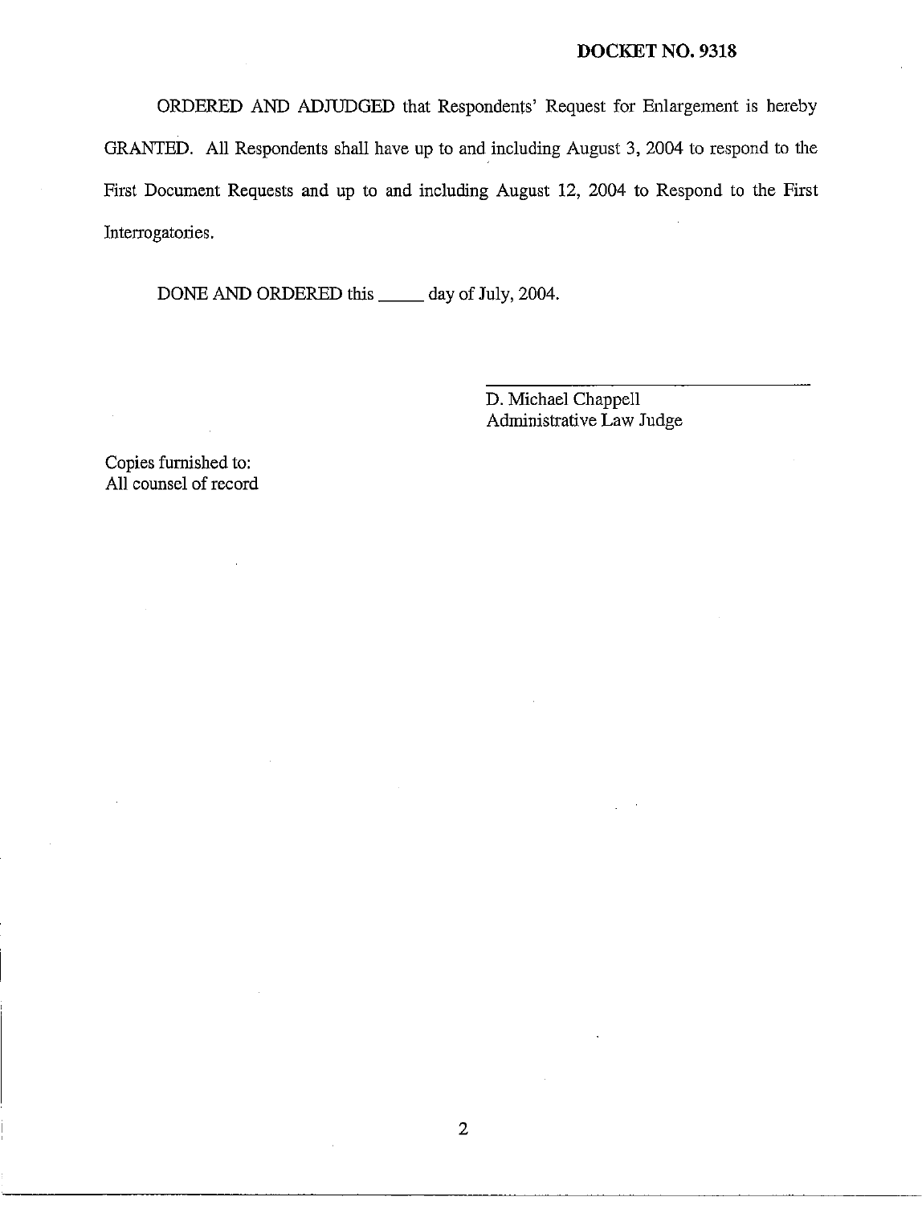**DOCKET NO. 9318**

ORDERED AND ADJUDGED that Respondents' Request for Enlargement is hereby GRANTED. All Respondents shall have up to and including August 3, 2004 to respond to the First Document Requests and up to and including August 12, 2004 to Respond to the First Interrogatories.

DONE AND ORDERED this _____ day of July, 2004.

_______________________________
D. Michael Chappell
Administrative Law Judge

Copies furnished to:
All counsel of record